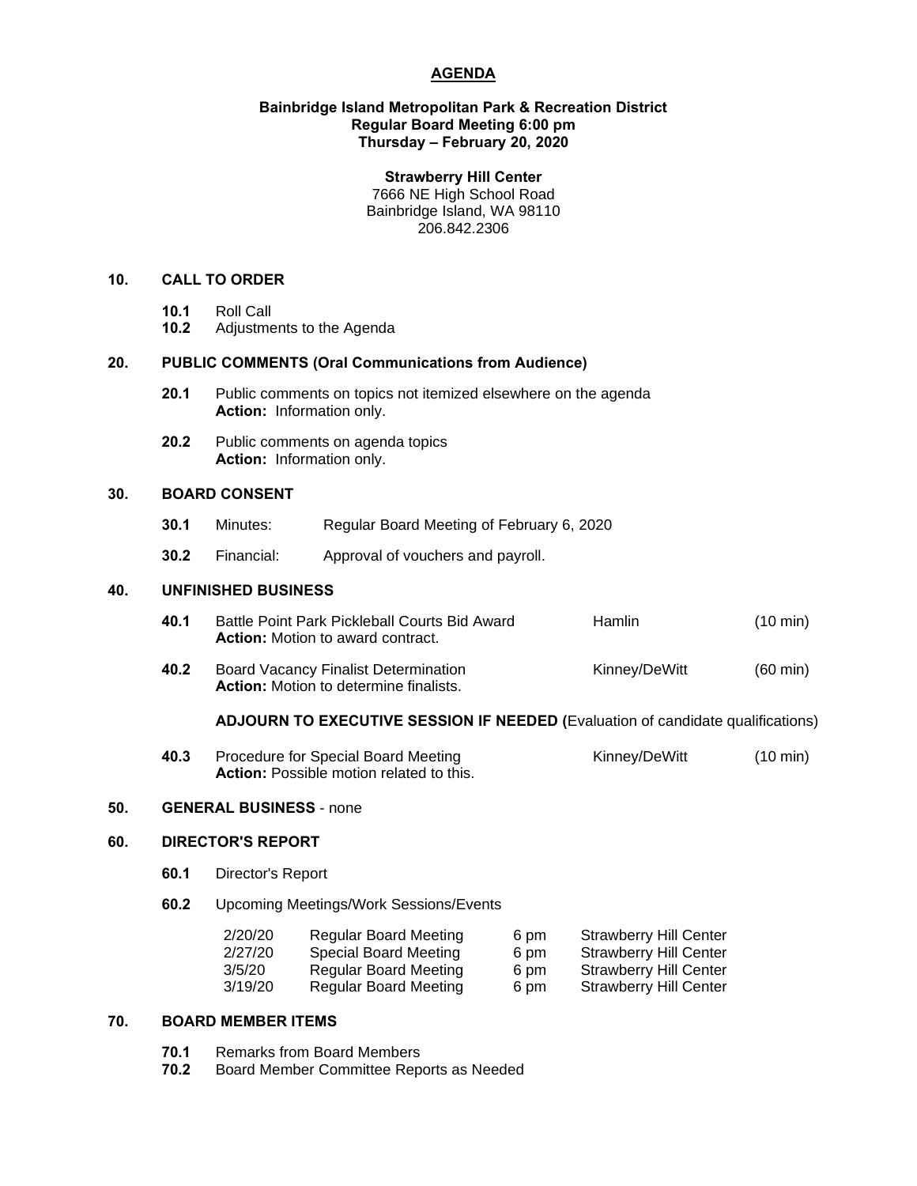# AGENDA

**Bainbridge Island Metropolitan Park & Recreation District**
**Regular Board Meeting 6:00 pm**
**Thursday – February 20, 2020**

**Strawberry Hill Center**
7666 NE High School Road
Bainbridge Island, WA 98110
206.842.2306

## 10. CALL TO ORDER

**10.1** Roll Call
**10.2** Adjustments to the Agenda

## 20. PUBLIC COMMENTS (Oral Communications from Audience)

**20.1** Public comments on topics not itemized elsewhere on the agenda
**Action:** Information only.

**20.2** Public comments on agenda topics
**Action:** Information only.

## 30. BOARD CONSENT

**30.1** Minutes: Regular Board Meeting of February 6, 2020

**30.2** Financial: Approval of vouchers and payroll.

## 40. UNFINISHED BUSINESS

**40.1** Battle Point Park Pickleball Courts Bid Award — Hamlin (10 min)
**Action:** Motion to award contract.

**40.2** Board Vacancy Finalist Determination — Kinney/DeWitt (60 min)
**Action:** Motion to determine finalists.

**ADJOURN TO EXECUTIVE SESSION IF NEEDED (**Evaluation of candidate qualifications)

**40.3** Procedure for Special Board Meeting — Kinney/DeWitt (10 min)
**Action:** Possible motion related to this.

## 50. GENERAL BUSINESS - none

## 60. DIRECTOR'S REPORT

**60.1** Director's Report

**60.2** Upcoming Meetings/Work Sessions/Events

| | | | |
|---|---|---|---|
| 2/20/20 | Regular Board Meeting | 6 pm | Strawberry Hill Center |
| 2/27/20 | Special Board Meeting | 6 pm | Strawberry Hill Center |
| 3/5/20 | Regular Board Meeting | 6 pm | Strawberry Hill Center |
| 3/19/20 | Regular Board Meeting | 6 pm | Strawberry Hill Center |

## 70. BOARD MEMBER ITEMS

**70.1** Remarks from Board Members
**70.2** Board Member Committee Reports as Needed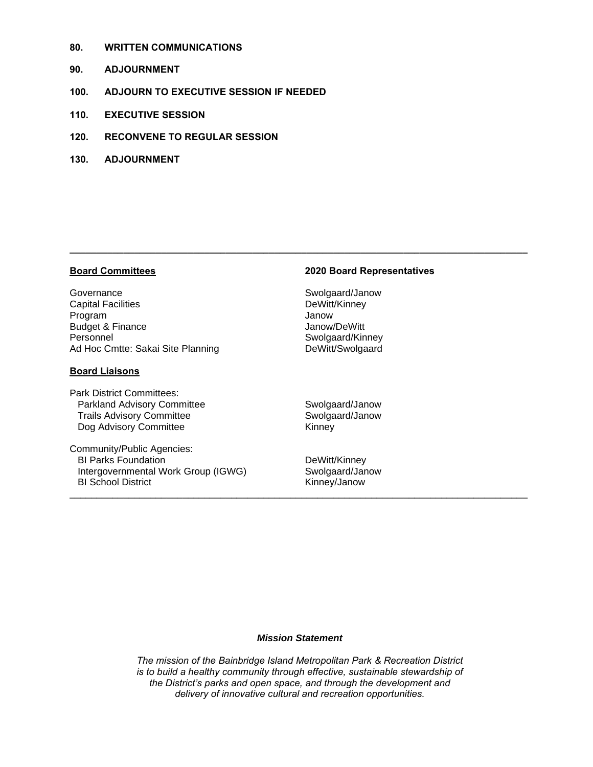**80. WRITTEN COMMUNICATIONS**

**90. ADJOURNMENT**

**100. ADJOURN TO EXECUTIVE SESSION IF NEEDED**

**110. EXECUTIVE SESSION**

**120. RECONVENE TO REGULAR SESSION**

**130. ADJOURNMENT**

---

| **Board Committees** | **2020 Board Representatives** |
|---|---|
| Governance | Swolgaard/Janow |
| Capital Facilities | DeWitt/Kinney |
| Program | Janow |
| Budget & Finance | Janow/DeWitt |
| Personnel | Swolgaard/Kinney |
| Ad Hoc Cmtte: Sakai Site Planning | DeWitt/Swolgaard |

**Board Liaisons**

| | |
|---|---|
| Park District Committees: | |
| Parkland Advisory Committee | Swolgaard/Janow |
| Trails Advisory Committee | Swolgaard/Janow |
| Dog Advisory Committee | Kinney |
| Community/Public Agencies: | |
| BI Parks Foundation | DeWitt/Kinney |
| Intergovernmental Work Group (IGWG) | Swolgaard/Janow |
| BI School District | Kinney/Janow |

---

***Mission Statement***

*The mission of the Bainbridge Island Metropolitan Park & Recreation District is to build a healthy community through effective, sustainable stewardship of the District's parks and open space, and through the development and delivery of innovative cultural and recreation opportunities.*